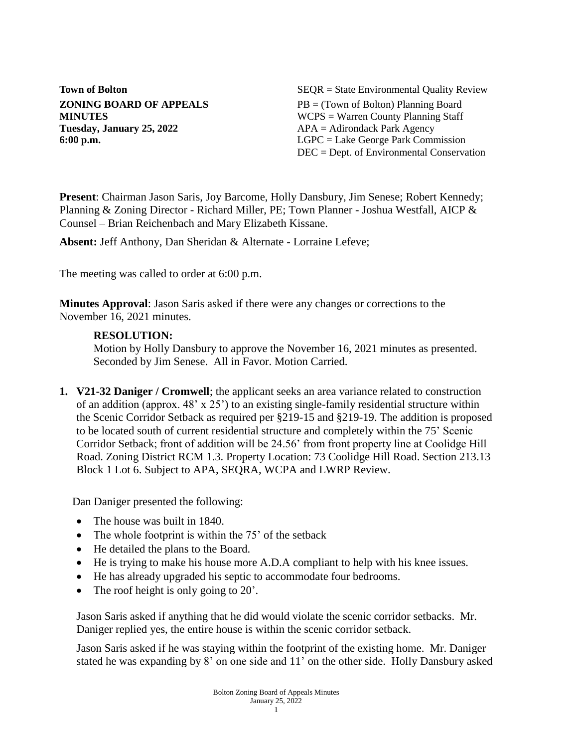**Town of Bolton**
**ZONING BOARD OF APPEALS**
**MINUTES**
**Tuesday, January 25, 2022**
**6:00 p.m.**

SEQR = State Environmental Quality Review
PB = (Town of Bolton) Planning Board
WCPS = Warren County Planning Staff
APA = Adirondack Park Agency
LGPC = Lake George Park Commission
DEC = Dept. of Environmental Conservation

**Present**: Chairman Jason Saris, Joy Barcome, Holly Dansbury, Jim Senese; Robert Kennedy; Planning & Zoning Director - Richard Miller, PE; Town Planner - Joshua Westfall, AICP & Counsel – Brian Reichenbach and Mary Elizabeth Kissane.

**Absent:** Jeff Anthony, Dan Sheridan & Alternate - Lorraine Lefeve;

The meeting was called to order at 6:00 p.m.

**Minutes Approval**: Jason Saris asked if there were any changes or corrections to the November 16, 2021 minutes.

> **RESOLUTION:**
> Motion by Holly Dansbury to approve the November 16, 2021 minutes as presented. Seconded by Jim Senese. All in Favor. Motion Carried.

1. **V21-32 Daniger / Cromwell**; the applicant seeks an area variance related to construction of an addition (approx. 48' x 25') to an existing single-family residential structure within the Scenic Corridor Setback as required per §219-15 and §219-19. The addition is proposed to be located south of current residential structure and completely within the 75' Scenic Corridor Setback; front of addition will be 24.56' from front property line at Coolidge Hill Road. Zoning District RCM 1.3. Property Location: 73 Coolidge Hill Road. Section 213.13 Block 1 Lot 6. Subject to APA, SEQRA, WCPA and LWRP Review.

   Dan Daniger presented the following:

   - The house was built in 1840.
   - The whole footprint is within the 75' of the setback
   - He detailed the plans to the Board.
   - He is trying to make his house more A.D.A compliant to help with his knee issues.
   - He has already upgraded his septic to accommodate four bedrooms.
   - The roof height is only going to 20'.

   Jason Saris asked if anything that he did would violate the scenic corridor setbacks. Mr. Daniger replied yes, the entire house is within the scenic corridor setback.

   Jason Saris asked if he was staying within the footprint of the existing home. Mr. Daniger stated he was expanding by 8' on one side and 11' on the other side. Holly Dansbury asked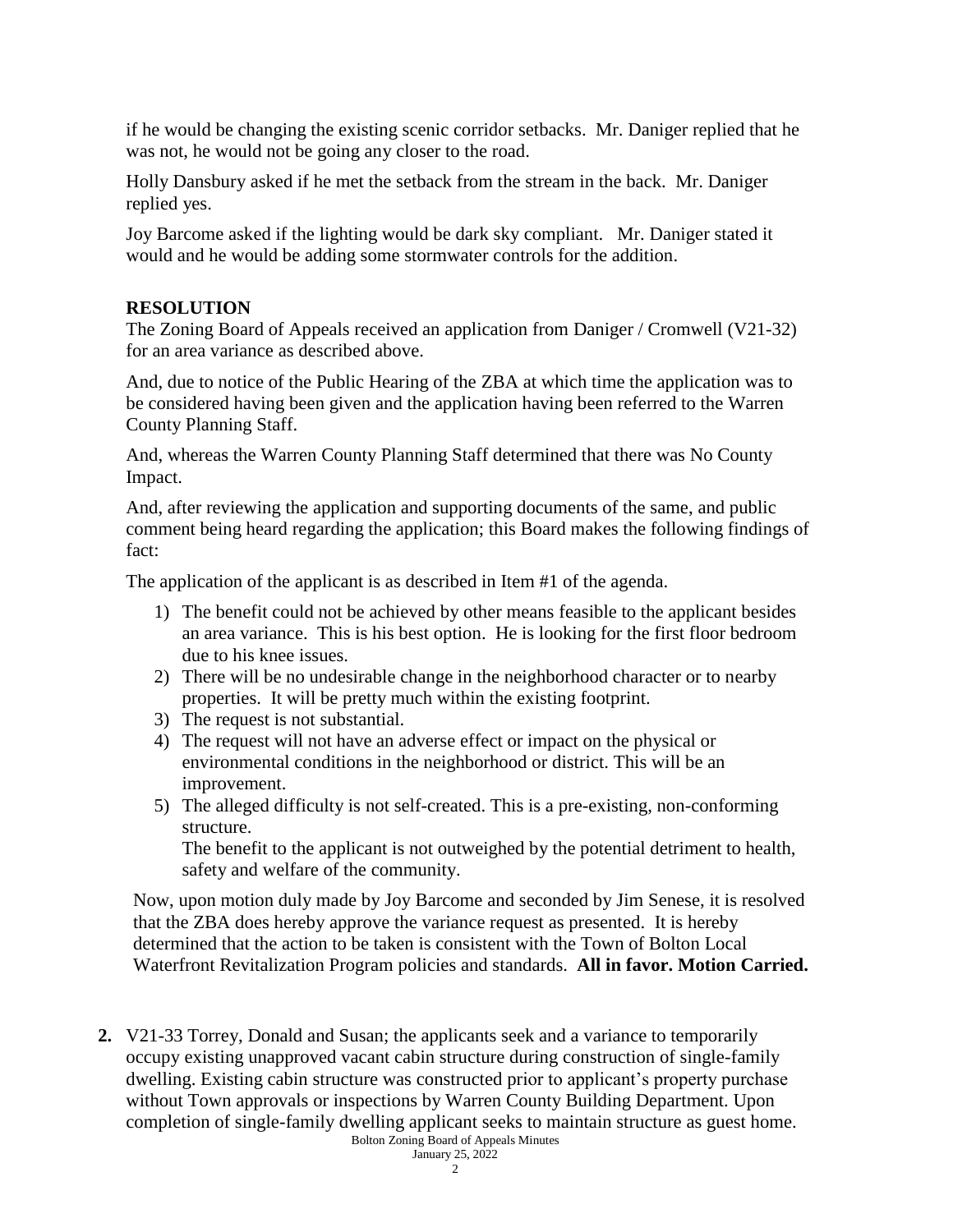if he would be changing the existing scenic corridor setbacks. Mr. Daniger replied that he was not, he would not be going any closer to the road.

Holly Dansbury asked if he met the setback from the stream in the back. Mr. Daniger replied yes.

Joy Barcome asked if the lighting would be dark sky compliant. Mr. Daniger stated it would and he would be adding some stormwater controls for the addition.

**RESOLUTION**

The Zoning Board of Appeals received an application from Daniger / Cromwell (V21-32) for an area variance as described above.

And, due to notice of the Public Hearing of the ZBA at which time the application was to be considered having been given and the application having been referred to the Warren County Planning Staff.

And, whereas the Warren County Planning Staff determined that there was No County Impact.

And, after reviewing the application and supporting documents of the same, and public comment being heard regarding the application; this Board makes the following findings of fact:

The application of the applicant is as described in Item #1 of the agenda.

1) The benefit could not be achieved by other means feasible to the applicant besides an area variance. This is his best option. He is looking for the first floor bedroom due to his knee issues.
2) There will be no undesirable change in the neighborhood character or to nearby properties. It will be pretty much within the existing footprint.
3) The request is not substantial.
4) The request will not have an adverse effect or impact on the physical or environmental conditions in the neighborhood or district. This will be an improvement.
5) The alleged difficulty is not self-created. This is a pre-existing, non-conforming structure.
   The benefit to the applicant is not outweighed by the potential detriment to health, safety and welfare of the community.

Now, upon motion duly made by Joy Barcome and seconded by Jim Senese, it is resolved that the ZBA does hereby approve the variance request as presented. It is hereby determined that the action to be taken is consistent with the Town of Bolton Local Waterfront Revitalization Program policies and standards. **All in favor. Motion Carried.**

**2.** V21-33 Torrey, Donald and Susan; the applicants seek and a variance to temporarily occupy existing unapproved vacant cabin structure during construction of single-family dwelling. Existing cabin structure was constructed prior to applicant's property purchase without Town approvals or inspections by Warren County Building Department. Upon completion of single-family dwelling applicant seeks to maintain structure as guest home.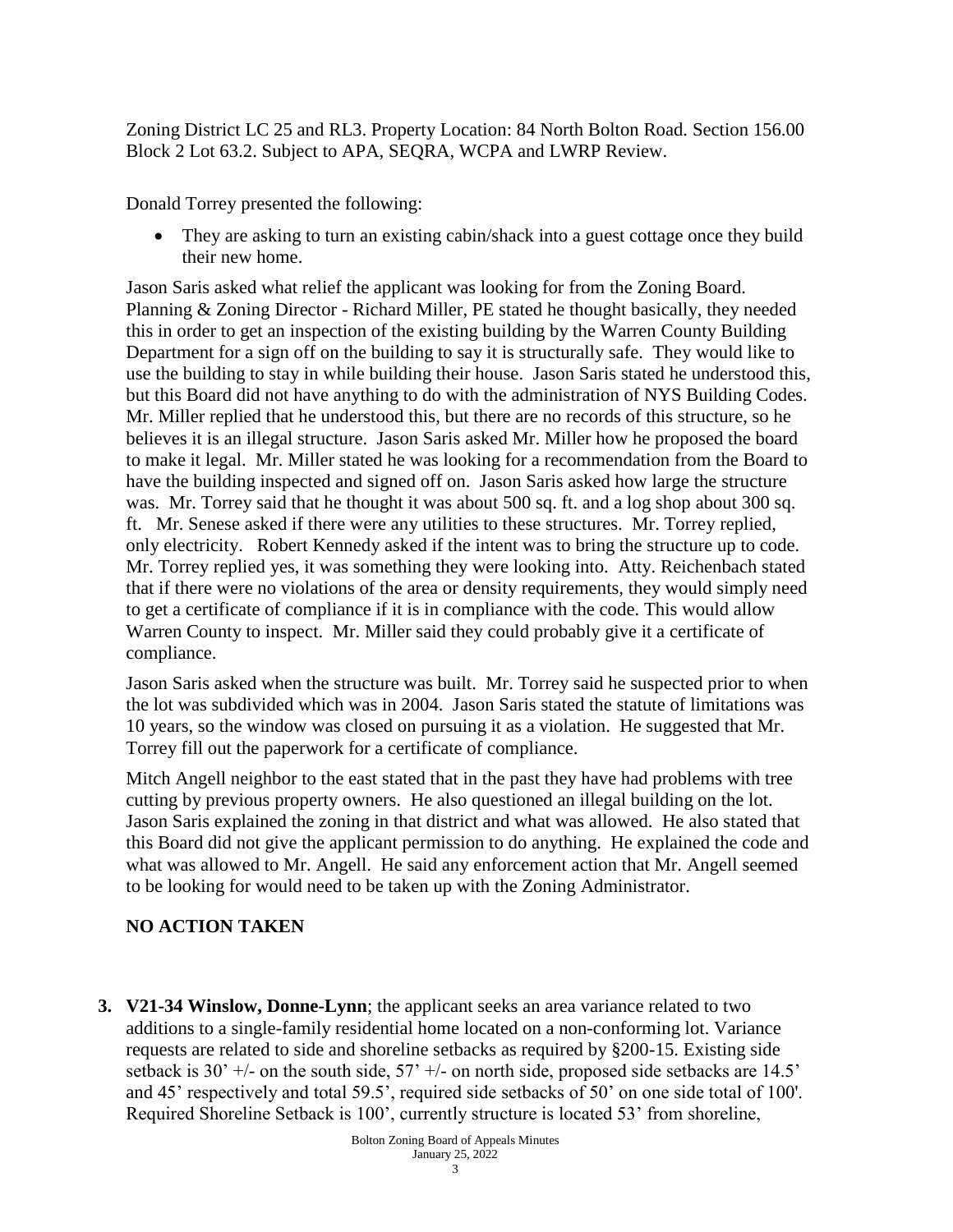Zoning District LC 25 and RL3. Property Location: 84 North Bolton Road. Section 156.00 Block 2 Lot 63.2. Subject to APA, SEQRA, WCPA and LWRP Review.

Donald Torrey presented the following:

- They are asking to turn an existing cabin/shack into a guest cottage once they build their new home.

Jason Saris asked what relief the applicant was looking for from the Zoning Board. Planning & Zoning Director - Richard Miller, PE stated he thought basically, they needed this in order to get an inspection of the existing building by the Warren County Building Department for a sign off on the building to say it is structurally safe. They would like to use the building to stay in while building their house. Jason Saris stated he understood this, but this Board did not have anything to do with the administration of NYS Building Codes. Mr. Miller replied that he understood this, but there are no records of this structure, so he believes it is an illegal structure. Jason Saris asked Mr. Miller how he proposed the board to make it legal. Mr. Miller stated he was looking for a recommendation from the Board to have the building inspected and signed off on. Jason Saris asked how large the structure was. Mr. Torrey said that he thought it was about 500 sq. ft. and a log shop about 300 sq. ft. Mr. Senese asked if there were any utilities to these structures. Mr. Torrey replied, only electricity. Robert Kennedy asked if the intent was to bring the structure up to code. Mr. Torrey replied yes, it was something they were looking into. Atty. Reichenbach stated that if there were no violations of the area or density requirements, they would simply need to get a certificate of compliance if it is in compliance with the code. This would allow Warren County to inspect. Mr. Miller said they could probably give it a certificate of compliance.

Jason Saris asked when the structure was built. Mr. Torrey said he suspected prior to when the lot was subdivided which was in 2004. Jason Saris stated the statute of limitations was 10 years, so the window was closed on pursuing it as a violation. He suggested that Mr. Torrey fill out the paperwork for a certificate of compliance.

Mitch Angell neighbor to the east stated that in the past they have had problems with tree cutting by previous property owners. He also questioned an illegal building on the lot. Jason Saris explained the zoning in that district and what was allowed. He also stated that this Board did not give the applicant permission to do anything. He explained the code and what was allowed to Mr. Angell. He said any enforcement action that Mr. Angell seemed to be looking for would need to be taken up with the Zoning Administrator.

**NO ACTION TAKEN**

3. **V21-34 Winslow, Donne-Lynn**; the applicant seeks an area variance related to two additions to a single-family residential home located on a non-conforming lot. Variance requests are related to side and shoreline setbacks as required by §200-15. Existing side setback is 30' +/- on the south side, 57' +/- on north side, proposed side setbacks are 14.5' and 45' respectively and total 59.5', required side setbacks of 50' on one side total of 100'. Required Shoreline Setback is 100', currently structure is located 53' from shoreline,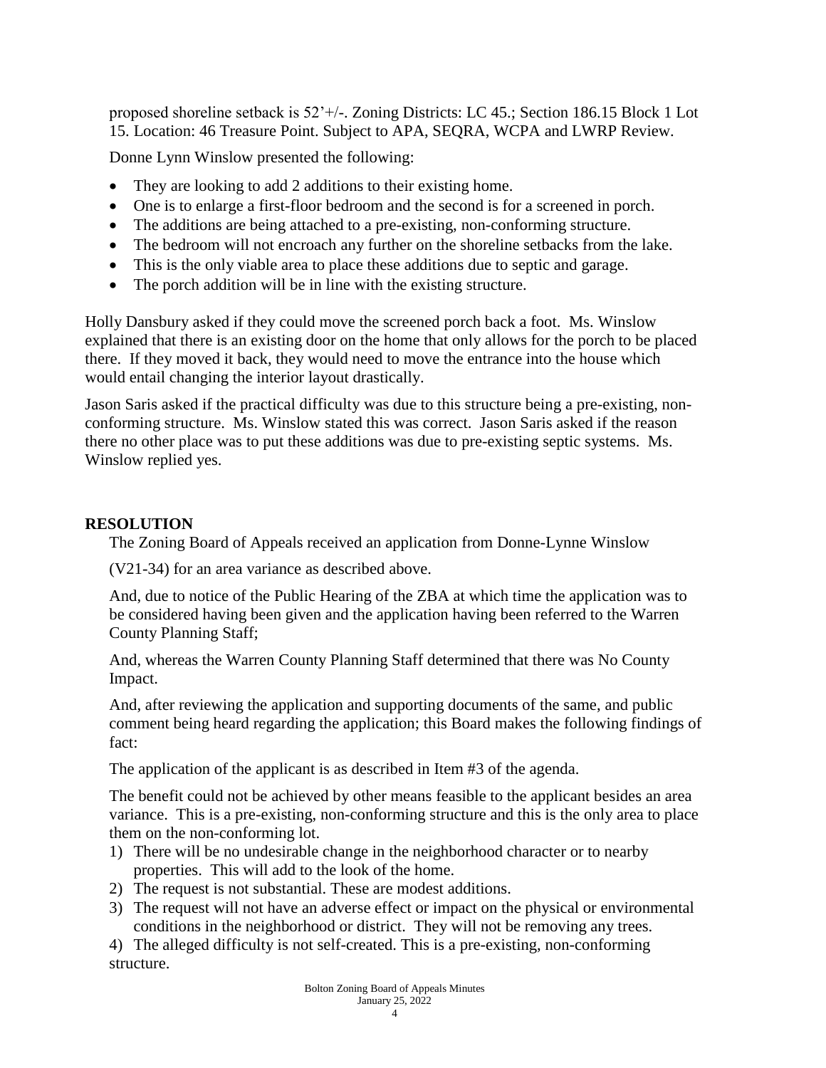proposed shoreline setback is 52'+/-. Zoning Districts: LC 45.; Section 186.15 Block 1 Lot 15. Location: 46 Treasure Point. Subject to APA, SEQRA, WCPA and LWRP Review.

Donne Lynn Winslow presented the following:

- They are looking to add 2 additions to their existing home.
- One is to enlarge a first-floor bedroom and the second is for a screened in porch.
- The additions are being attached to a pre-existing, non-conforming structure.
- The bedroom will not encroach any further on the shoreline setbacks from the lake.
- This is the only viable area to place these additions due to septic and garage.
- The porch addition will be in line with the existing structure.

Holly Dansbury asked if they could move the screened porch back a foot. Ms. Winslow explained that there is an existing door on the home that only allows for the porch to be placed there. If they moved it back, they would need to move the entrance into the house which would entail changing the interior layout drastically.

Jason Saris asked if the practical difficulty was due to this structure being a pre-existing, non-conforming structure. Ms. Winslow stated this was correct. Jason Saris asked if the reason there no other place was to put these additions was due to pre-existing septic systems. Ms. Winslow replied yes.

**RESOLUTION**

The Zoning Board of Appeals received an application from Donne-Lynne Winslow

(V21-34) for an area variance as described above.

And, due to notice of the Public Hearing of the ZBA at which time the application was to be considered having been given and the application having been referred to the Warren County Planning Staff;

And, whereas the Warren County Planning Staff determined that there was No County Impact.

And, after reviewing the application and supporting documents of the same, and public comment being heard regarding the application; this Board makes the following findings of fact:

The application of the applicant is as described in Item #3 of the agenda.

The benefit could not be achieved by other means feasible to the applicant besides an area variance. This is a pre-existing, non-conforming structure and this is the only area to place them on the non-conforming lot.

1) There will be no undesirable change in the neighborhood character or to nearby properties. This will add to the look of the home.
2) The request is not substantial. These are modest additions.
3) The request will not have an adverse effect or impact on the physical or environmental conditions in the neighborhood or district. They will not be removing any trees.
4) The alleged difficulty is not self-created. This is a pre-existing, non-conforming structure.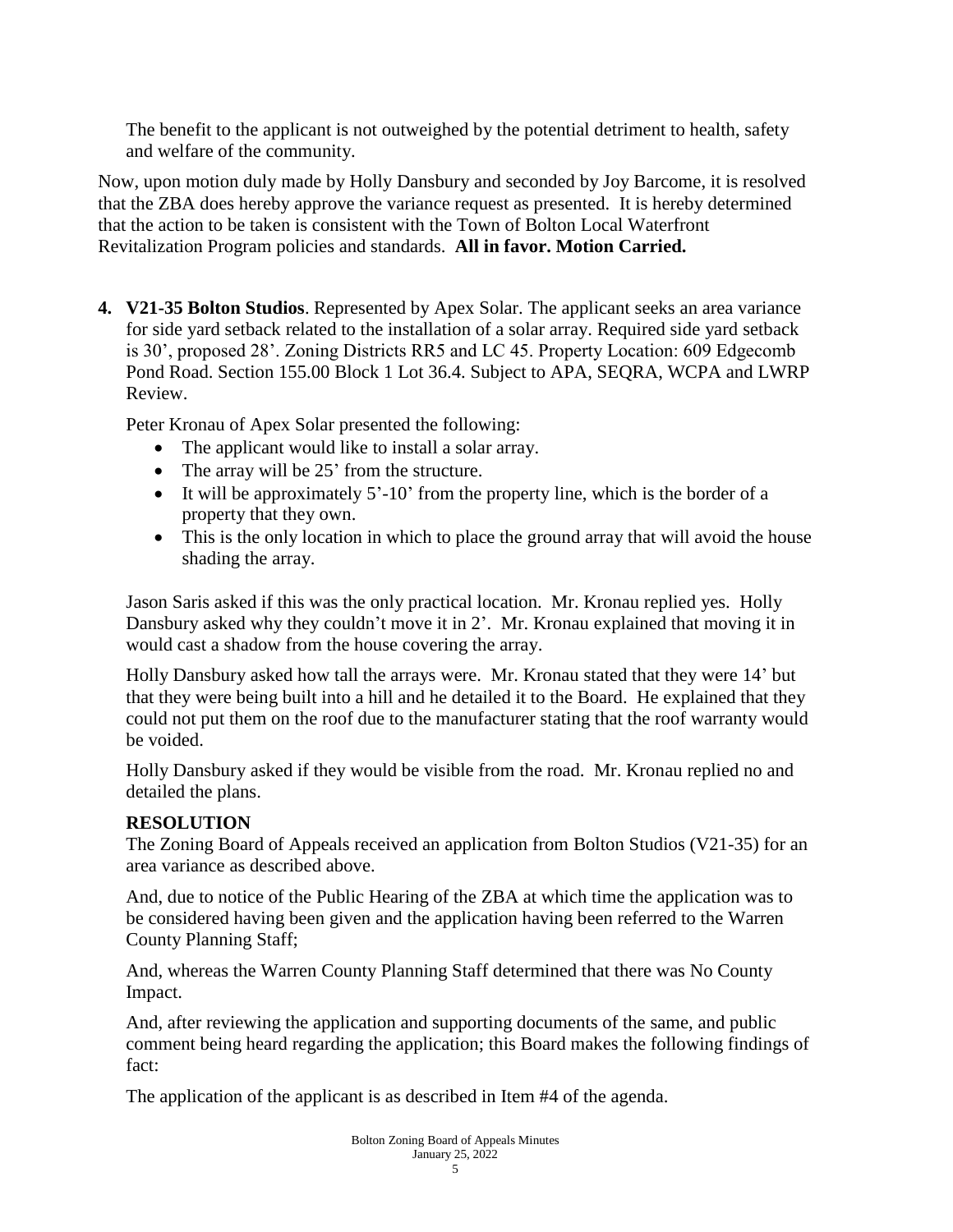The benefit to the applicant is not outweighed by the potential detriment to health, safety and welfare of the community.

Now, upon motion duly made by Holly Dansbury and seconded by Joy Barcome, it is resolved that the ZBA does hereby approve the variance request as presented. It is hereby determined that the action to be taken is consistent with the Town of Bolton Local Waterfront Revitalization Program policies and standards. **All in favor. Motion Carried.**

4. **V21-35 Bolton Studios**. Represented by Apex Solar. The applicant seeks an area variance for side yard setback related to the installation of a solar array. Required side yard setback is 30', proposed 28'. Zoning Districts RR5 and LC 45. Property Location: 609 Edgecomb Pond Road. Section 155.00 Block 1 Lot 36.4. Subject to APA, SEQRA, WCPA and LWRP Review.

   Peter Kronau of Apex Solar presented the following:

   - The applicant would like to install a solar array.
   - The array will be 25' from the structure.
   - It will be approximately 5'-10' from the property line, which is the border of a property that they own.
   - This is the only location in which to place the ground array that will avoid the house shading the array.

   Jason Saris asked if this was the only practical location. Mr. Kronau replied yes. Holly Dansbury asked why they couldn't move it in 2'. Mr. Kronau explained that moving it in would cast a shadow from the house covering the array.

   Holly Dansbury asked how tall the arrays were. Mr. Kronau stated that they were 14' but that they were being built into a hill and he detailed it to the Board. He explained that they could not put them on the roof due to the manufacturer stating that the roof warranty would be voided.

   Holly Dansbury asked if they would be visible from the road. Mr. Kronau replied no and detailed the plans.

   **RESOLUTION**

   The Zoning Board of Appeals received an application from Bolton Studios (V21-35) for an area variance as described above.

   And, due to notice of the Public Hearing of the ZBA at which time the application was to be considered having been given and the application having been referred to the Warren County Planning Staff;

   And, whereas the Warren County Planning Staff determined that there was No County Impact.

   And, after reviewing the application and supporting documents of the same, and public comment being heard regarding the application; this Board makes the following findings of fact:

   The application of the applicant is as described in Item #4 of the agenda.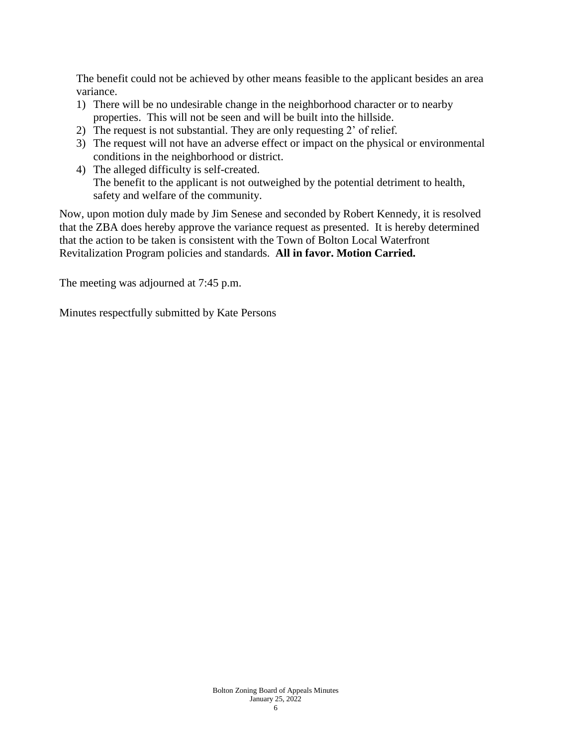The benefit could not be achieved by other means feasible to the applicant besides an area variance.

1) There will be no undesirable change in the neighborhood character or to nearby properties. This will not be seen and will be built into the hillside.
2) The request is not substantial. They are only requesting 2' of relief.
3) The request will not have an adverse effect or impact on the physical or environmental conditions in the neighborhood or district.
4) The alleged difficulty is self-created.
   The benefit to the applicant is not outweighed by the potential detriment to health, safety and welfare of the community.

Now, upon motion duly made by Jim Senese and seconded by Robert Kennedy, it is resolved that the ZBA does hereby approve the variance request as presented. It is hereby determined that the action to be taken is consistent with the Town of Bolton Local Waterfront Revitalization Program policies and standards. **All in favor. Motion Carried.**

The meeting was adjourned at 7:45 p.m.

Minutes respectfully submitted by Kate Persons